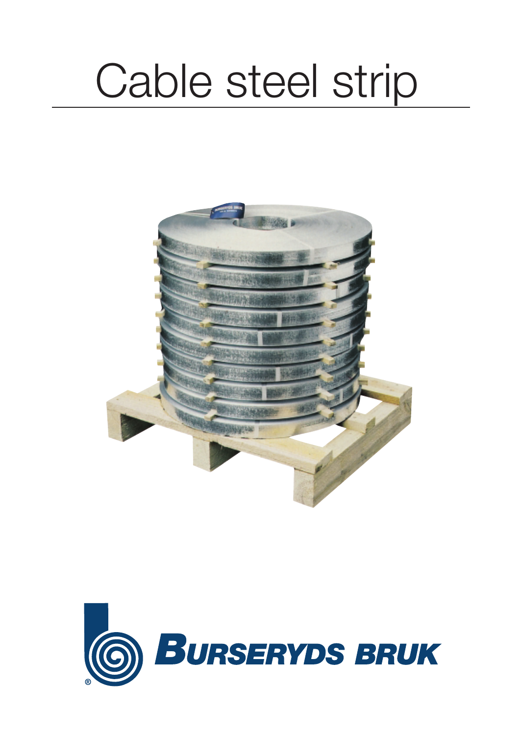# Cable steel strip

BURSERYDS BRUK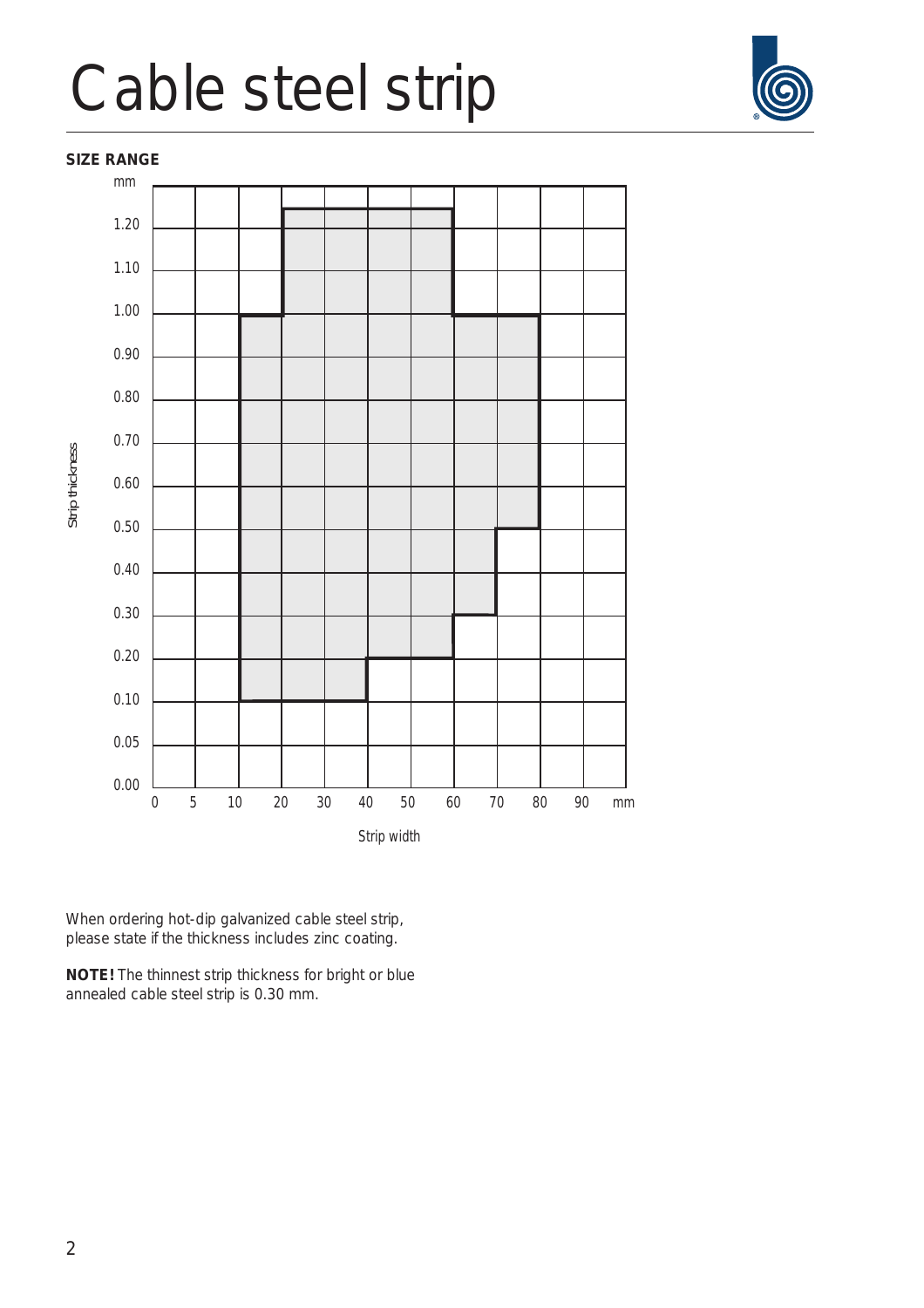# Cable steel strip

**SIZE RANGE**

When ordering hot-dip galvanized cable steel strip, please state if the thickness includes zinc coating.

**NOTE!** The thinnest strip thickness for bright or blue annealed cable steel strip is 0.30 mm.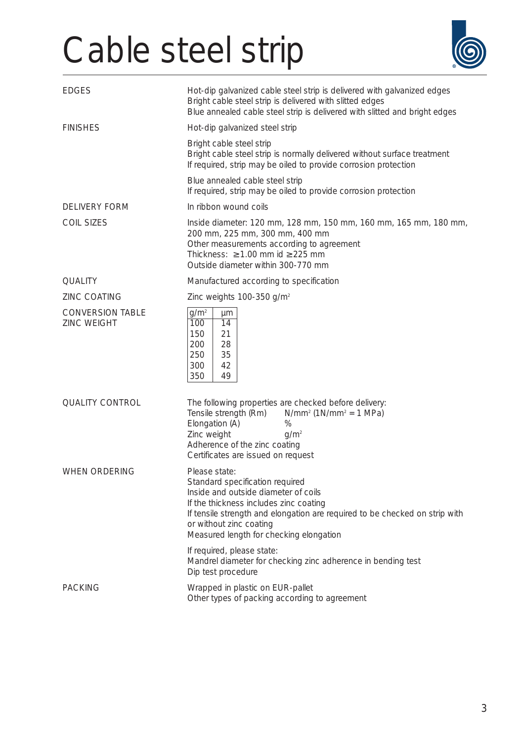# Cable steel strip

**EDGES**

Hot-dip galvanized cable steel strip is delivered with galvanized edges
Bright cable steel strip is delivered with slitted edges
Blue annealed cable steel strip is delivered with slitted and bright edges

**FINISHES**

Hot-dip galvanized steel strip

Bright cable steel strip
Bright cable steel strip is normally delivered without surface treatment
If required, strip may be oiled to provide corrosion protection

Blue annealed cable steel strip
If required, strip may be oiled to provide corrosion protection

**DELIVERY FORM**

In ribbon wound coils

**COIL SIZES**

Inside diameter: 120 mm, 128 mm, 150 mm, 160 mm, 165 mm, 180 mm, 200 mm, 225 mm, 300 mm, 400 mm
Other measurements according to agreement
Thickness: ≥1.00 mm id ≥225 mm
Outside diameter within 300-770 mm

**QUALITY**

Manufactured according to specification

**ZINC COATING**

Zinc weights 100-350 g/m²

**CONVERSION TABLE ZINC WEIGHT**

| g/m² | µm |
|---|---|
| 100 | 14 |
| 150 | 21 |
| 200 | 28 |
| 250 | 35 |
| 300 | 42 |
| 350 | 49 |

**QUALITY CONTROL**

The following properties are checked before delivery:
Tensile strength (Rm) — N/mm² (1N/mm² = 1 MPa)
Elongation (A) — %
Zinc weight — g/m²
Adherence of the zinc coating
Certificates are issued on request

**WHEN ORDERING**

Please state:
Standard specification required
Inside and outside diameter of coils
If the thickness includes zinc coating
If tensile strength and elongation are required to be checked on strip with or without zinc coating
Measured length for checking elongation

If required, please state:
Mandrel diameter for checking zinc adherence in bending test
Dip test procedure

**PACKING**

Wrapped in plastic on EUR-pallet
Other types of packing according to agreement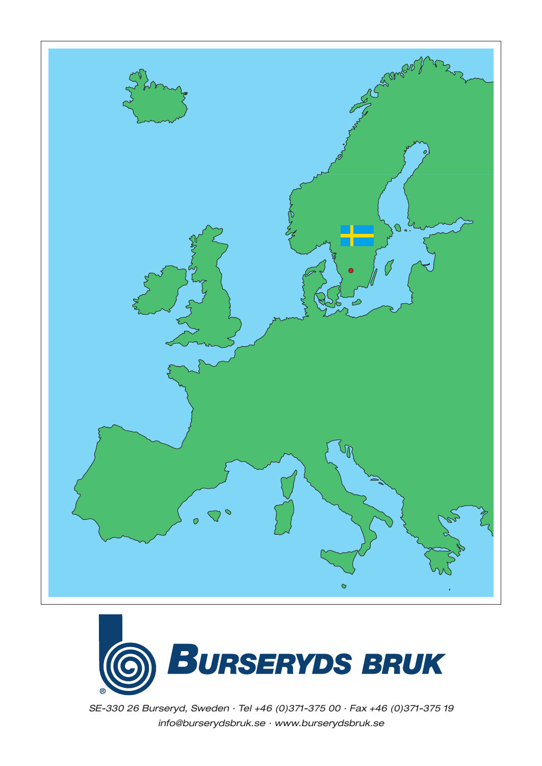**BURSERYDS BRUK**

*SE-330 26 Burseryd, Sweden · Tel +46 (0)371-375 00 · Fax +46 (0)371-375 19*

*info@burserydsbruk.se · www.burserydsbruk.se*